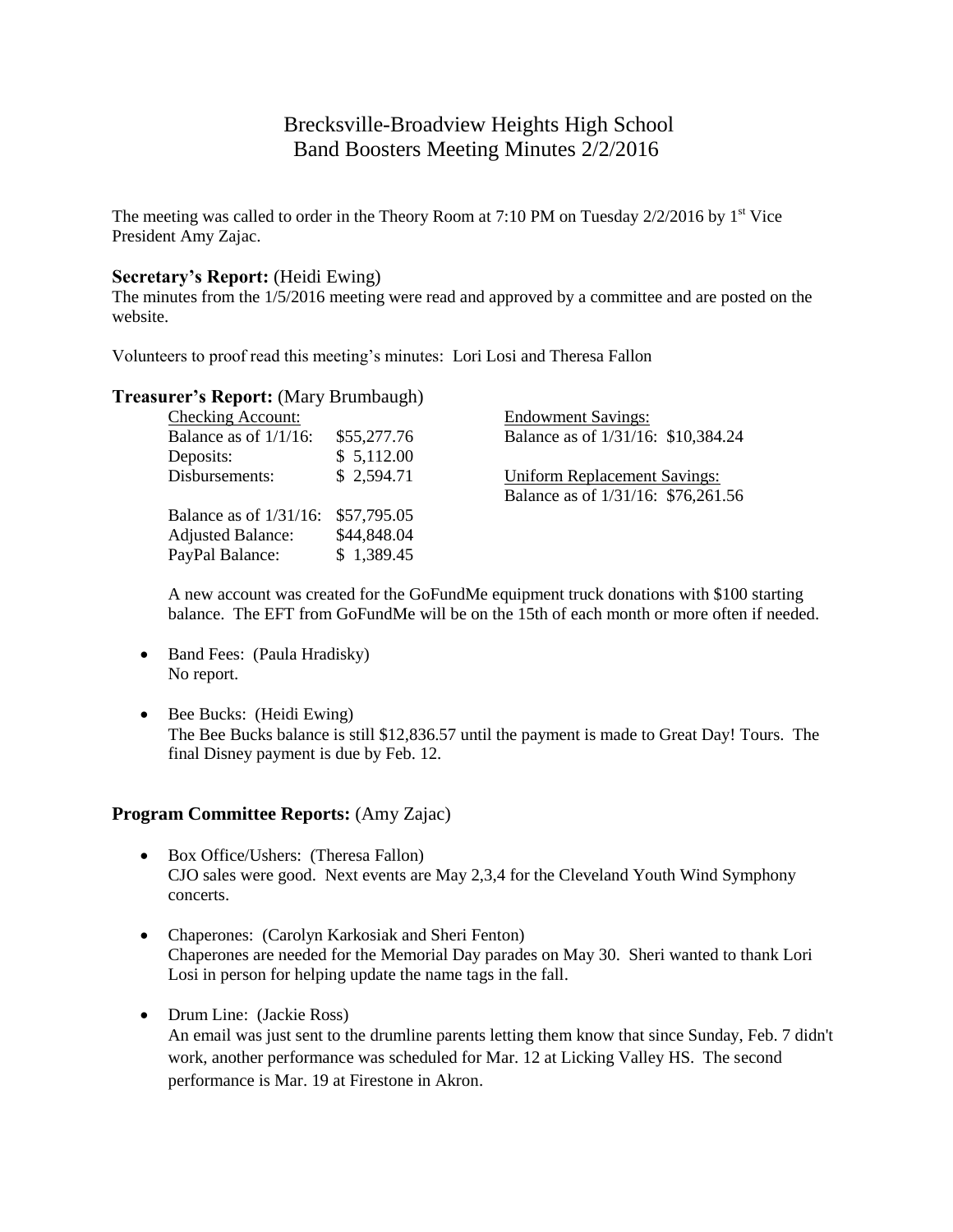# Brecksville-Broadview Heights High School
# Band Boosters Meeting Minutes 2/2/2016

The meeting was called to order in the Theory Room at 7:10 PM on Tuesday 2/2/2016 by 1st Vice President Amy Zajac.

### Secretary's Report: (Heidi Ewing)

The minutes from the 1/5/2016 meeting were read and approved by a committee and are posted on the website.

Volunteers to proof read this meeting's minutes: Lori Losi and Theresa Fallon

### Treasurer's Report: (Mary Brumbaugh)

| Checking Account: | | Endowment Savings: |
|---|---|---|
| Balance as of 1/1/16: | $55,277.76 | Balance as of 1/31/16: $10,384.24 |
| Deposits: | $ 5,112.00 | |
| Disbursements: | $ 2,594.71 | Uniform Replacement Savings: |
| | | Balance as of 1/31/16: $76,261.56 |
| Balance as of 1/31/16: | $57,795.05 | |
| Adjusted Balance: | $44,848.04 | |
| PayPal Balance: | $ 1,389.45 | |

A new account was created for the GoFundMe equipment truck donations with $100 starting balance. The EFT from GoFundMe will be on the 15th of each month or more often if needed.

- Band Fees: (Paula Hradisky)
  No report.

- Bee Bucks: (Heidi Ewing)
  The Bee Bucks balance is still $12,836.57 until the payment is made to Great Day! Tours. The final Disney payment is due by Feb. 12.

### Program Committee Reports: (Amy Zajac)

- Box Office/Ushers: (Theresa Fallon)
  CJO sales were good. Next events are May 2,3,4 for the Cleveland Youth Wind Symphony concerts.

- Chaperones: (Carolyn Karkosiak and Sheri Fenton)
  Chaperones are needed for the Memorial Day parades on May 30. Sheri wanted to thank Lori Losi in person for helping update the name tags in the fall.

- Drum Line: (Jackie Ross)
  An email was just sent to the drumline parents letting them know that since Sunday, Feb. 7 didn't work, another performance was scheduled for Mar. 12 at Licking Valley HS. The second performance is Mar. 19 at Firestone in Akron.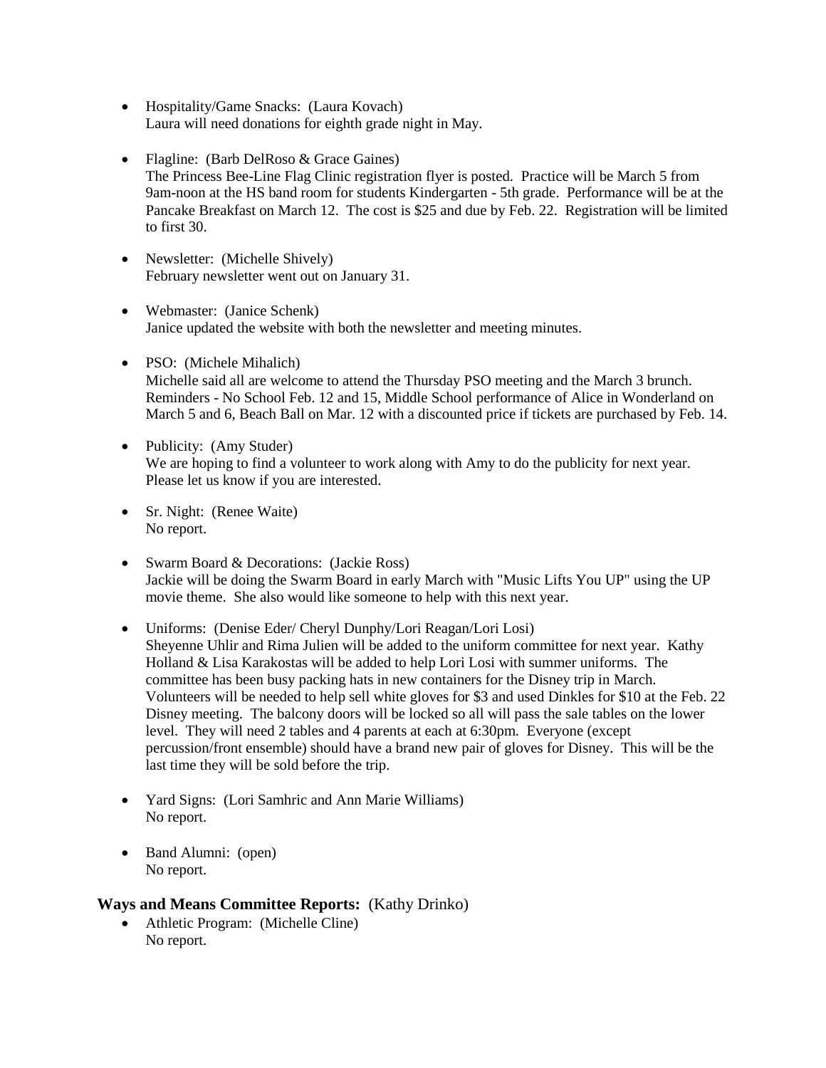- Hospitality/Game Snacks: (Laura Kovach)
  Laura will need donations for eighth grade night in May.

- Flagline: (Barb DelRoso & Grace Gaines)
  The Princess Bee-Line Flag Clinic registration flyer is posted. Practice will be March 5 from 9am-noon at the HS band room for students Kindergarten - 5th grade. Performance will be at the Pancake Breakfast on March 12. The cost is $25 and due by Feb. 22. Registration will be limited to first 30.

- Newsletter: (Michelle Shively)
  February newsletter went out on January 31.

- Webmaster: (Janice Schenk)
  Janice updated the website with both the newsletter and meeting minutes.

- PSO: (Michele Mihalich)
  Michelle said all are welcome to attend the Thursday PSO meeting and the March 3 brunch. Reminders - No School Feb. 12 and 15, Middle School performance of Alice in Wonderland on March 5 and 6, Beach Ball on Mar. 12 with a discounted price if tickets are purchased by Feb. 14.

- Publicity: (Amy Studer)
  We are hoping to find a volunteer to work along with Amy to do the publicity for next year. Please let us know if you are interested.

- Sr. Night: (Renee Waite)
  No report.

- Swarm Board & Decorations: (Jackie Ross)
  Jackie will be doing the Swarm Board in early March with "Music Lifts You UP" using the UP movie theme. She also would like someone to help with this next year.

- Uniforms: (Denise Eder/ Cheryl Dunphy/Lori Reagan/Lori Losi)
  Sheyenne Uhlir and Rima Julien will be added to the uniform committee for next year. Kathy Holland & Lisa Karakostas will be added to help Lori Losi with summer uniforms. The committee has been busy packing hats in new containers for the Disney trip in March. Volunteers will be needed to help sell white gloves for $3 and used Dinkles for $10 at the Feb. 22 Disney meeting. The balcony doors will be locked so all will pass the sale tables on the lower level. They will need 2 tables and 4 parents at each at 6:30pm. Everyone (except percussion/front ensemble) should have a brand new pair of gloves for Disney. This will be the last time they will be sold before the trip.

- Yard Signs: (Lori Samhric and Ann Marie Williams)
  No report.

- Band Alumni: (open)
  No report.

### **Ways and Means Committee Reports:** (Kathy Drinko)

- Athletic Program: (Michelle Cline)
  No report.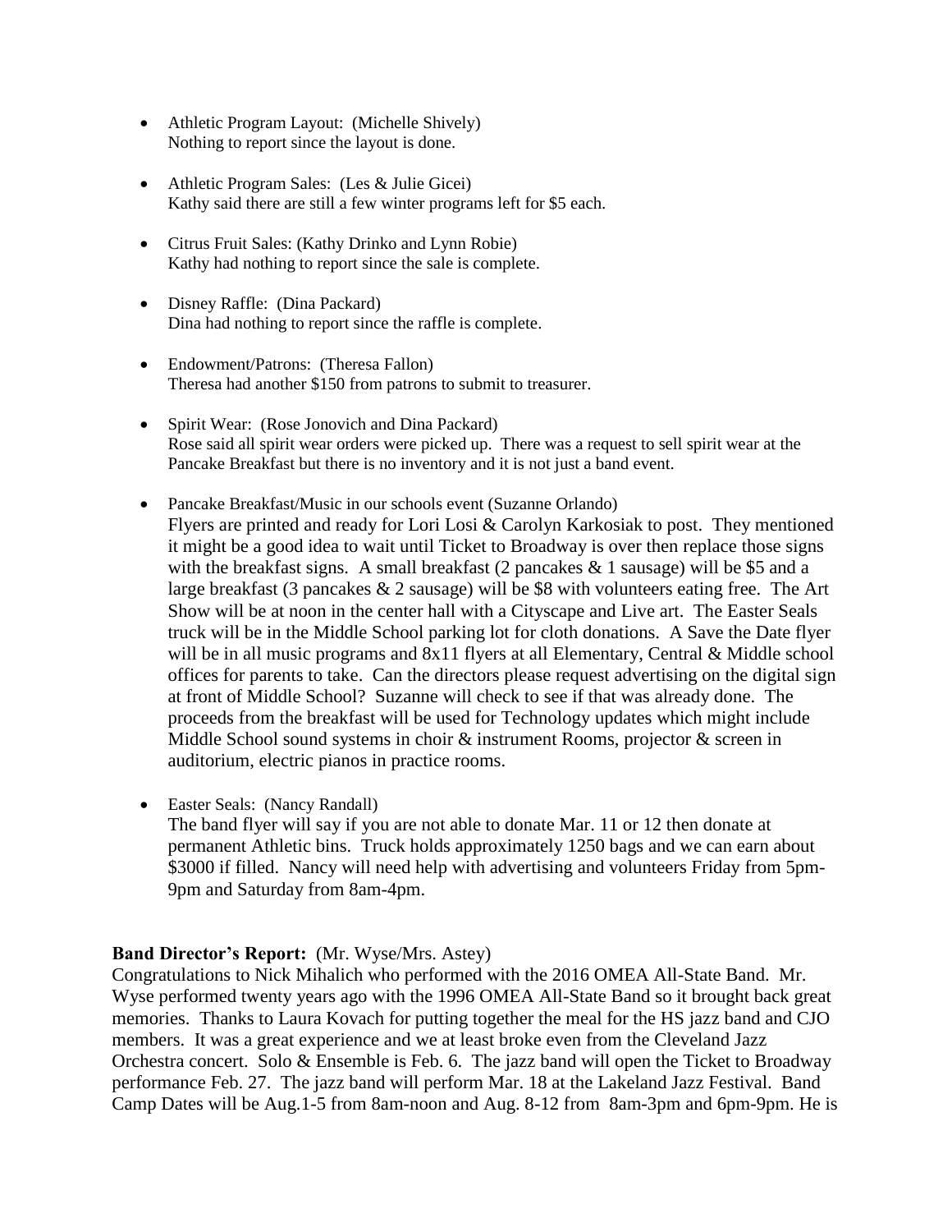- Athletic Program Layout: (Michelle Shively)
  Nothing to report since the layout is done.

- Athletic Program Sales: (Les & Julie Gicei)
  Kathy said there are still a few winter programs left for $5 each.

- Citrus Fruit Sales: (Kathy Drinko and Lynn Robie)
  Kathy had nothing to report since the sale is complete.

- Disney Raffle: (Dina Packard)
  Dina had nothing to report since the raffle is complete.

- Endowment/Patrons: (Theresa Fallon)
  Theresa had another $150 from patrons to submit to treasurer.

- Spirit Wear: (Rose Jonovich and Dina Packard)
  Rose said all spirit wear orders were picked up. There was a request to sell spirit wear at the Pancake Breakfast but there is no inventory and it is not just a band event.

- Pancake Breakfast/Music in our schools event (Suzanne Orlando)
  Flyers are printed and ready for Lori Losi & Carolyn Karkosiak to post. They mentioned it might be a good idea to wait until Ticket to Broadway is over then replace those signs with the breakfast signs. A small breakfast (2 pancakes & 1 sausage) will be $5 and a large breakfast (3 pancakes & 2 sausage) will be $8 with volunteers eating free. The Art Show will be at noon in the center hall with a Cityscape and Live art. The Easter Seals truck will be in the Middle School parking lot for cloth donations. A Save the Date flyer will be in all music programs and 8x11 flyers at all Elementary, Central & Middle school offices for parents to take. Can the directors please request advertising on the digital sign at front of Middle School? Suzanne will check to see if that was already done. The proceeds from the breakfast will be used for Technology updates which might include Middle School sound systems in choir & instrument Rooms, projector & screen in auditorium, electric pianos in practice rooms.

- Easter Seals: (Nancy Randall)
  The band flyer will say if you are not able to donate Mar. 11 or 12 then donate at permanent Athletic bins. Truck holds approximately 1250 bags and we can earn about $3000 if filled. Nancy will need help with advertising and volunteers Friday from 5pm-9pm and Saturday from 8am-4pm.

**Band Director's Report:** (Mr. Wyse/Mrs. Astey)
Congratulations to Nick Mihalich who performed with the 2016 OMEA All-State Band. Mr. Wyse performed twenty years ago with the 1996 OMEA All-State Band so it brought back great memories. Thanks to Laura Kovach for putting together the meal for the HS jazz band and CJO members. It was a great experience and we at least broke even from the Cleveland Jazz Orchestra concert. Solo & Ensemble is Feb. 6. The jazz band will open the Ticket to Broadway performance Feb. 27. The jazz band will perform Mar. 18 at the Lakeland Jazz Festival. Band Camp Dates will be Aug.1-5 from 8am-noon and Aug. 8-12 from 8am-3pm and 6pm-9pm. He is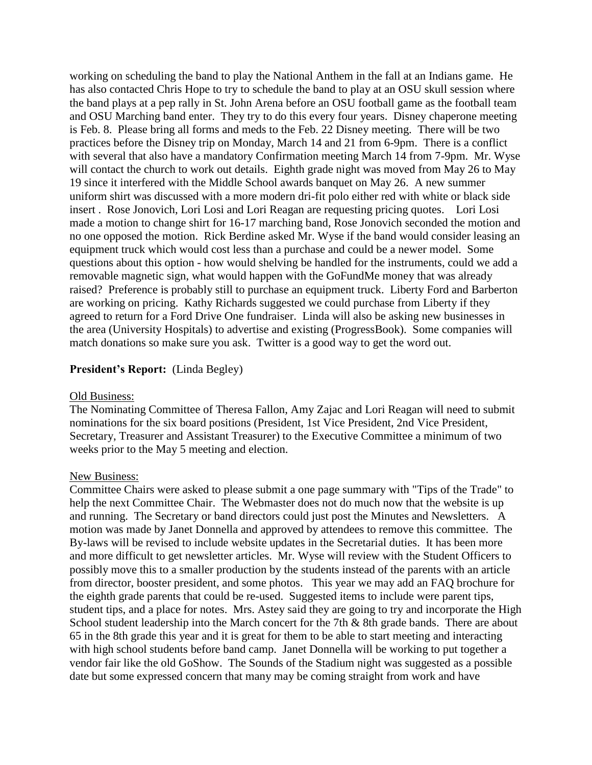working on scheduling the band to play the National Anthem in the fall at an Indians game. He has also contacted Chris Hope to try to schedule the band to play at an OSU skull session where the band plays at a pep rally in St. John Arena before an OSU football game as the football team and OSU Marching band enter. They try to do this every four years. Disney chaperone meeting is Feb. 8. Please bring all forms and meds to the Feb. 22 Disney meeting. There will be two practices before the Disney trip on Monday, March 14 and 21 from 6-9pm. There is a conflict with several that also have a mandatory Confirmation meeting March 14 from 7-9pm. Mr. Wyse will contact the church to work out details. Eighth grade night was moved from May 26 to May 19 since it interfered with the Middle School awards banquet on May 26. A new summer uniform shirt was discussed with a more modern dri-fit polo either red with white or black side insert . Rose Jonovich, Lori Losi and Lori Reagan are requesting pricing quotes. Lori Losi made a motion to change shirt for 16-17 marching band, Rose Jonovich seconded the motion and no one opposed the motion. Rick Berdine asked Mr. Wyse if the band would consider leasing an equipment truck which would cost less than a purchase and could be a newer model. Some questions about this option - how would shelving be handled for the instruments, could we add a removable magnetic sign, what would happen with the GoFundMe money that was already raised? Preference is probably still to purchase an equipment truck. Liberty Ford and Barberton are working on pricing. Kathy Richards suggested we could purchase from Liberty if they agreed to return for a Ford Drive One fundraiser. Linda will also be asking new businesses in the area (University Hospitals) to advertise and existing (ProgressBook). Some companies will match donations so make sure you ask. Twitter is a good way to get the word out.

**President's Report:** (Linda Begley)

Old Business:
The Nominating Committee of Theresa Fallon, Amy Zajac and Lori Reagan will need to submit nominations for the six board positions (President, 1st Vice President, 2nd Vice President, Secretary, Treasurer and Assistant Treasurer) to the Executive Committee a minimum of two weeks prior to the May 5 meeting and election.

New Business:
Committee Chairs were asked to please submit a one page summary with "Tips of the Trade" to help the next Committee Chair. The Webmaster does not do much now that the website is up and running. The Secretary or band directors could just post the Minutes and Newsletters. A motion was made by Janet Donnella and approved by attendees to remove this committee. The By-laws will be revised to include website updates in the Secretarial duties. It has been more and more difficult to get newsletter articles. Mr. Wyse will review with the Student Officers to possibly move this to a smaller production by the students instead of the parents with an article from director, booster president, and some photos. This year we may add an FAQ brochure for the eighth grade parents that could be re-used. Suggested items to include were parent tips, student tips, and a place for notes. Mrs. Astey said they are going to try and incorporate the High School student leadership into the March concert for the 7th & 8th grade bands. There are about 65 in the 8th grade this year and it is great for them to be able to start meeting and interacting with high school students before band camp. Janet Donnella will be working to put together a vendor fair like the old GoShow. The Sounds of the Stadium night was suggested as a possible date but some expressed concern that many may be coming straight from work and have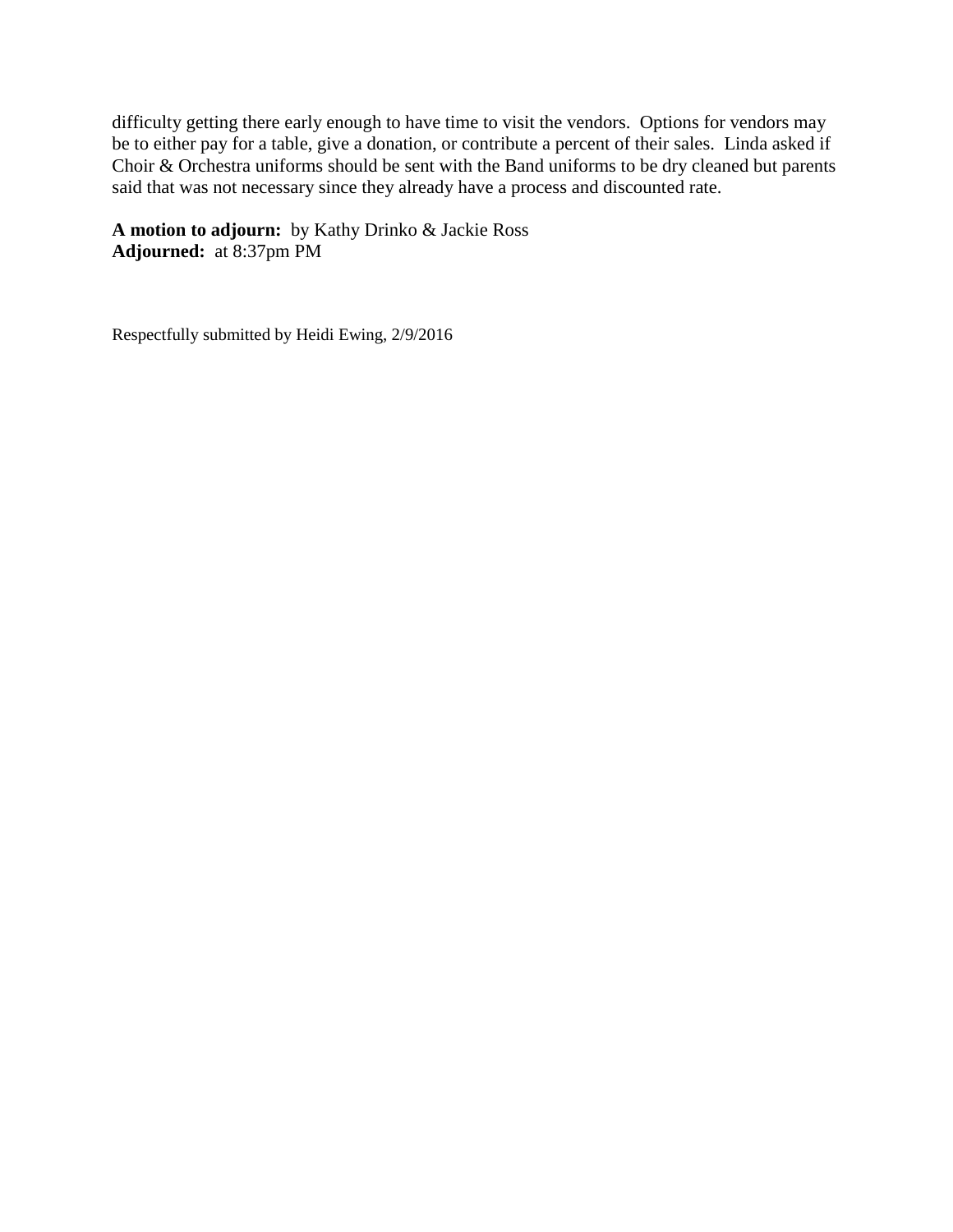difficulty getting there early enough to have time to visit the vendors. Options for vendors may be to either pay for a table, give a donation, or contribute a percent of their sales. Linda asked if Choir & Orchestra uniforms should be sent with the Band uniforms to be dry cleaned but parents said that was not necessary since they already have a process and discounted rate.

**A motion to adjourn:** by Kathy Drinko & Jackie Ross
**Adjourned:** at 8:37pm PM

Respectfully submitted by Heidi Ewing, 2/9/2016